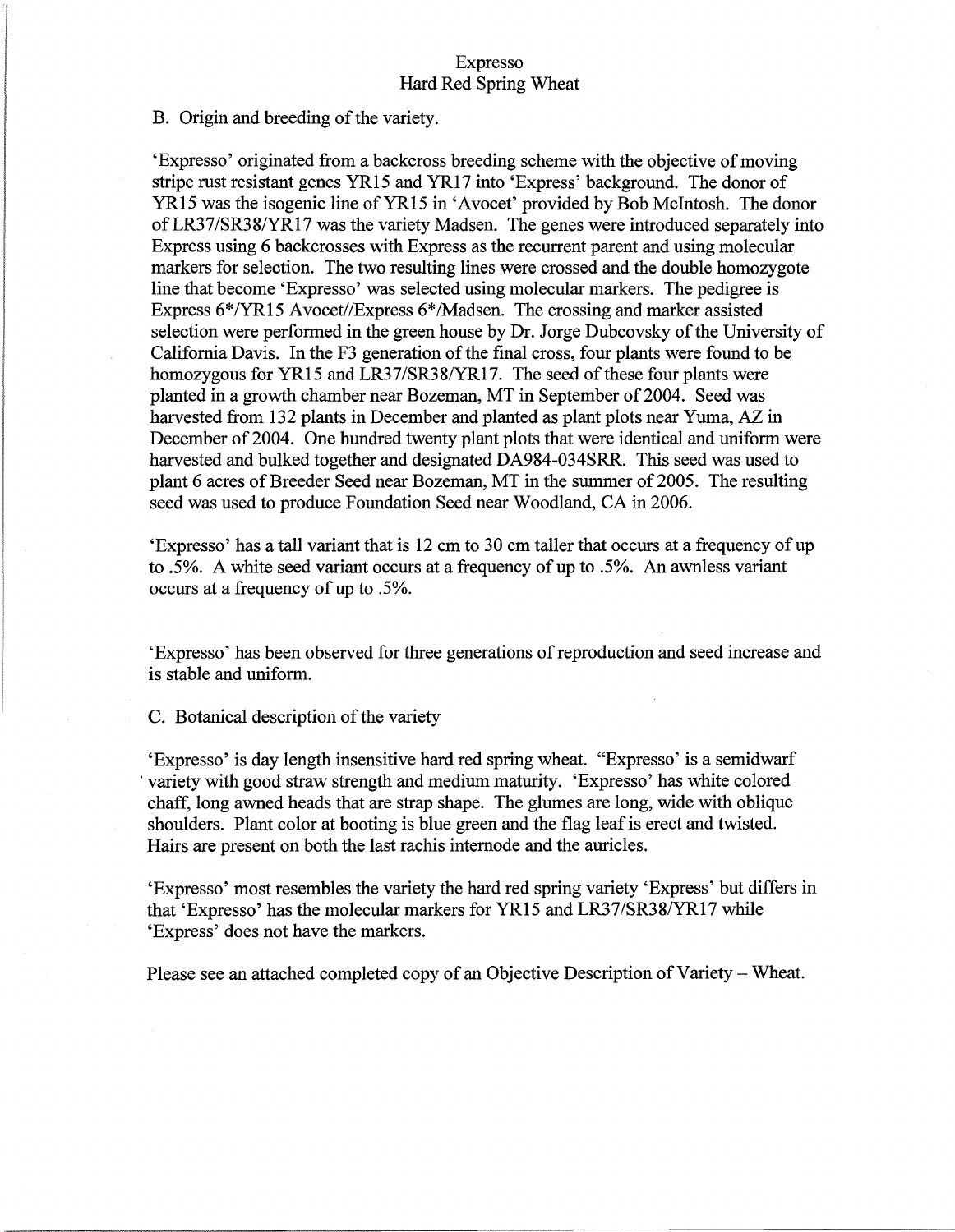# Expresso
## Hard Red Spring Wheat

B. Origin and breeding of the variety.

'Expresso' originated from a backcross breeding scheme with the objective of moving stripe rust resistant genes YR15 and YR17 into 'Express' background. The donor of YR15 was the isogenic line of YR15 in 'Avocet' provided by Bob McIntosh. The donor of LR37/SR38/YR17 was the variety Madsen. The genes were introduced separately into Express using 6 backcrosses with Express as the recurrent parent and using molecular markers for selection. The two resulting lines were crossed and the double homozygote line that become 'Expresso' was selected using molecular markers. The pedigree is Express 6*/YR15 Avocet//Express 6*/Madsen. The crossing and marker assisted selection were performed in the green house by Dr. Jorge Dubcovsky of the University of California Davis. In the F3 generation of the final cross, four plants were found to be homozygous for YR15 and LR37/SR38/YR17. The seed of these four plants were planted in a growth chamber near Bozeman, MT in September of 2004. Seed was harvested from 132 plants in December and planted as plant plots near Yuma, AZ in December of 2004. One hundred twenty plant plots that were identical and uniform were harvested and bulked together and designated DA984-034SRR. This seed was used to plant 6 acres of Breeder Seed near Bozeman, MT in the summer of 2005. The resulting seed was used to produce Foundation Seed near Woodland, CA in 2006.

'Expresso' has a tall variant that is 12 cm to 30 cm taller that occurs at a frequency of up to .5%. A white seed variant occurs at a frequency of up to .5%. An awnless variant occurs at a frequency of up to .5%.

'Expresso' has been observed for three generations of reproduction and seed increase and is stable and uniform.

C. Botanical description of the variety

'Expresso' is day length insensitive hard red spring wheat. "Expresso' is a semidwarf variety with good straw strength and medium maturity. 'Expresso' has white colored chaff, long awned heads that are strap shape. The glumes are long, wide with oblique shoulders. Plant color at booting is blue green and the flag leaf is erect and twisted. Hairs are present on both the last rachis internode and the auricles.

'Expresso' most resembles the variety the hard red spring variety 'Express' but differs in that 'Expresso' has the molecular markers for YR15 and LR37/SR38/YR17 while 'Express' does not have the markers.

Please see an attached completed copy of an Objective Description of Variety – Wheat.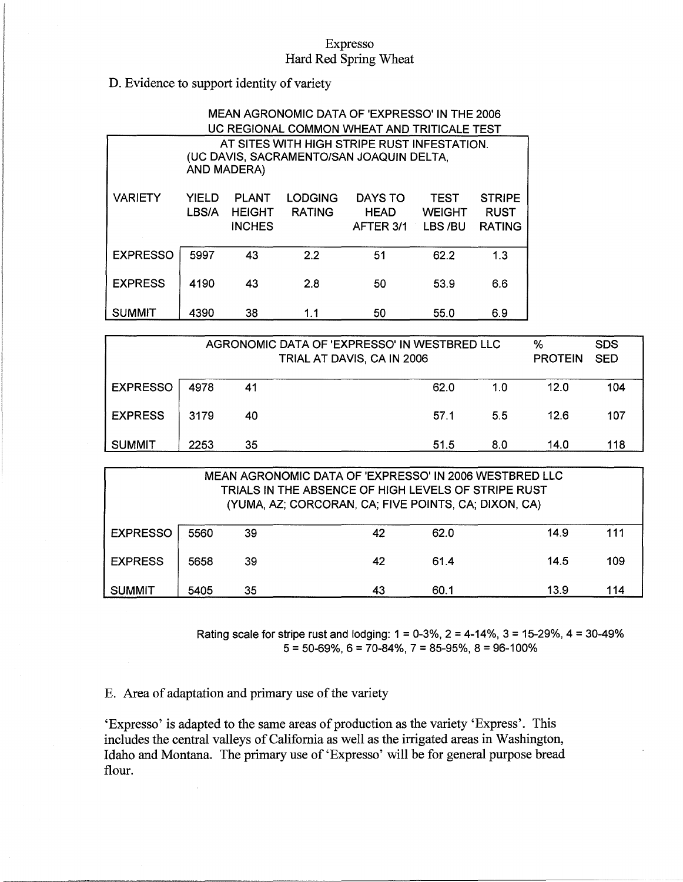Expresso
Hard Red Spring Wheat

D. Evidence to support identity of variety

MEAN AGRONOMIC DATA OF 'EXPRESSO' IN THE 2006 UC REGIONAL COMMON WHEAT AND TRITICALE TEST AT SITES WITH HIGH STRIPE RUST INFESTATION. (UC DAVIS, SACRAMENTO/SAN JOAQUIN DELTA, AND MADERA)

| VARIETY | YIELD LBS/A | PLANT HEIGHT INCHES | LODGING RATING | DAYS TO HEAD AFTER 3/1 | TEST WEIGHT LBS /BU | STRIPE RUST RATING |
|---|---|---|---|---|---|---|
| EXPRESSO | 5997 | 43 | 2.2 | 51 | 62.2 | 1.3 |
| EXPRESS | 4190 | 43 | 2.8 | 50 | 53.9 | 6.6 |
| SUMMIT | 4390 | 38 | 1.1 | 50 | 55.0 | 6.9 |

AGRONOMIC DATA OF 'EXPRESSO' IN WESTBRED LLC TRIAL AT DAVIS, CA IN 2006

| VARIETY | YIELD LBS/A | PLANT HEIGHT INCHES | LODGING RATING | DAYS TO HEAD AFTER 3/1 | TEST WEIGHT LBS /BU | STRIPE RUST RATING | % PROTEIN | SDS SED |
|---|---|---|---|---|---|---|---|---|
| EXPRESSO | 4978 | 41 | | | 62.0 | 1.0 | 12.0 | 104 |
| EXPRESS | 3179 | 40 | | | 57.1 | 5.5 | 12.6 | 107 |
| SUMMIT | 2253 | 35 | | | 51.5 | 8.0 | 14.0 | 118 |

MEAN AGRONOMIC DATA OF 'EXPRESSO' IN 2006 WESTBRED LLC TRIALS IN THE ABSENCE OF HIGH LEVELS OF STRIPE RUST (YUMA, AZ; CORCORAN, CA; FIVE POINTS, CA; DIXON, CA)

| VARIETY | YIELD LBS/A | PLANT HEIGHT INCHES | LODGING RATING | DAYS TO HEAD AFTER 3/1 | TEST WEIGHT LBS /BU | STRIPE RUST RATING | % PROTEIN | SDS SED |
|---|---|---|---|---|---|---|---|---|
| EXPRESSO | 5560 | 39 | | 42 | 62.0 | | 14.9 | 111 |
| EXPRESS | 5658 | 39 | | 42 | 61.4 | | 14.5 | 109 |
| SUMMIT | 5405 | 35 | | 43 | 60.1 | | 13.9 | 114 |

Rating scale for stripe rust and lodging: 1 = 0-3%, 2 = 4-14%, 3 = 15-29%, 4 = 30-49% 5 = 50-69%, 6 = 70-84%, 7 = 85-95%, 8 = 96-100%

E. Area of adaptation and primary use of the variety

'Expresso' is adapted to the same areas of production as the variety 'Express'. This includes the central valleys of California as well as the irrigated areas in Washington, Idaho and Montana. The primary use of 'Expresso' will be for general purpose bread flour.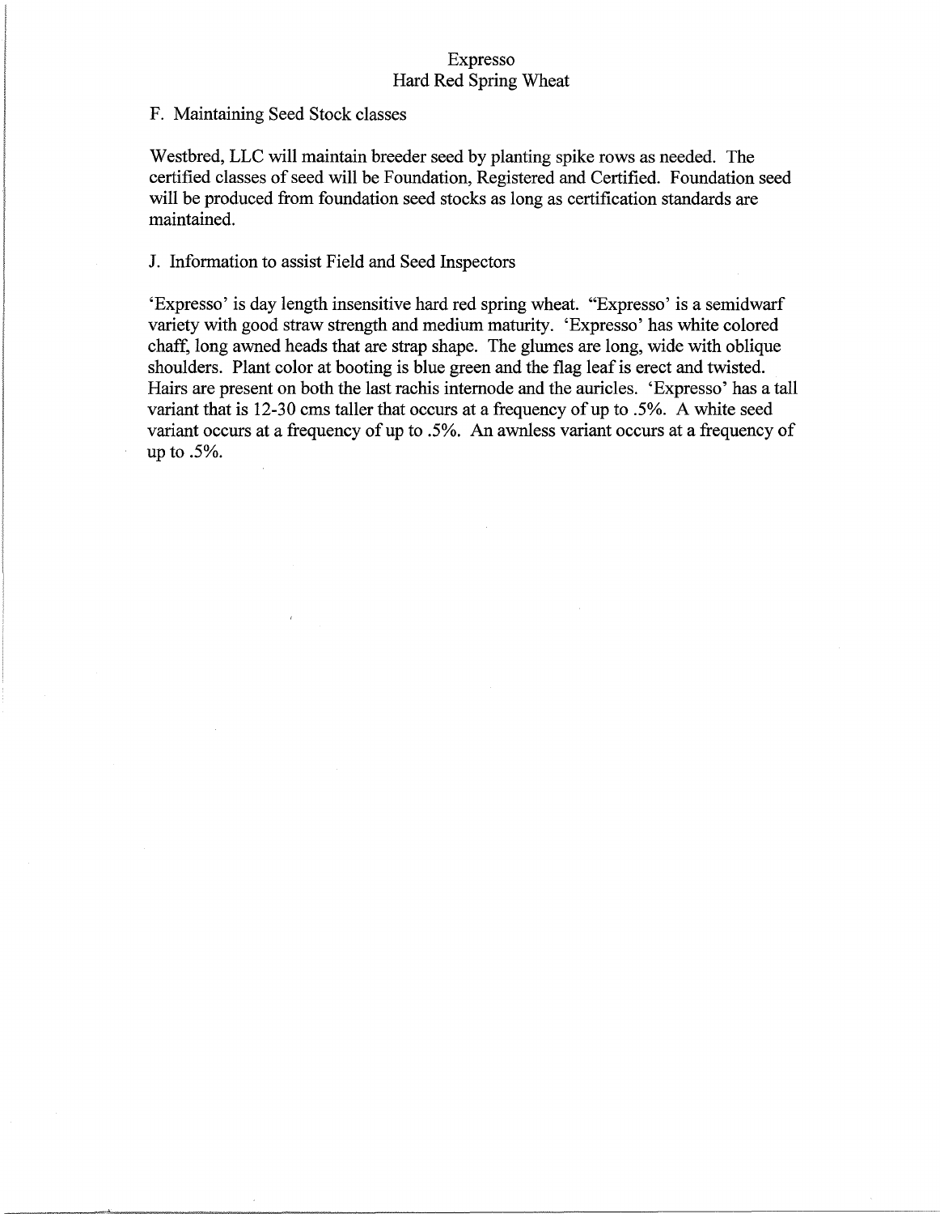# Expresso
## Hard Red Spring Wheat

F. Maintaining Seed Stock classes

Westbred, LLC will maintain breeder seed by planting spike rows as needed. The certified classes of seed will be Foundation, Registered and Certified. Foundation seed will be produced from foundation seed stocks as long as certification standards are maintained.

J. Information to assist Field and Seed Inspectors

'Expresso' is day length insensitive hard red spring wheat. "Expresso' is a semidwarf variety with good straw strength and medium maturity. 'Expresso' has white colored chaff, long awned heads that are strap shape. The glumes are long, wide with oblique shoulders. Plant color at booting is blue green and the flag leaf is erect and twisted. Hairs are present on both the last rachis internode and the auricles. 'Expresso' has a tall variant that is 12-30 cms taller that occurs at a frequency of up to .5%. A white seed variant occurs at a frequency of up to .5%. An awnless variant occurs at a frequency of up to .5%.